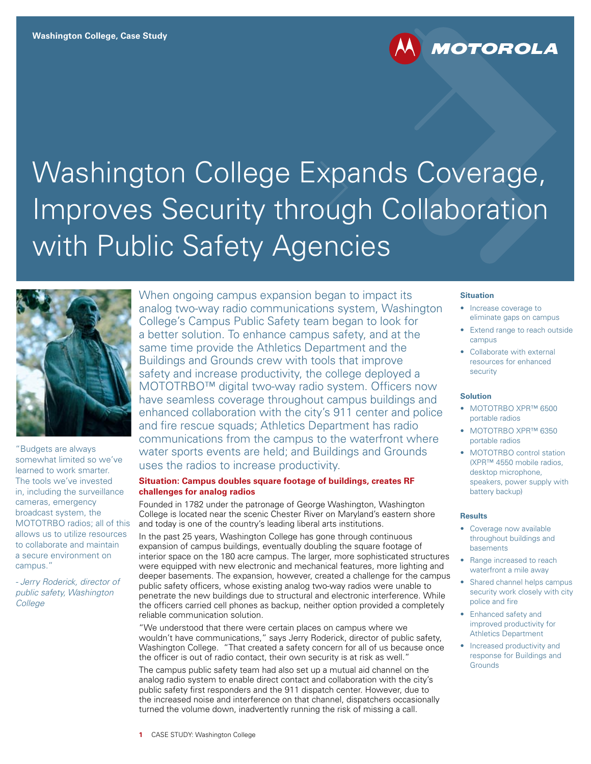Washington College, Case Study

# Washington College Expands Coverage, Improves Security through Collaboration with Public Safety Agencies

"Budgets are always somewhat limited so we've learned to work smarter. The tools we've invested in, including the surveillance cameras, emergency broadcast system, the MOTOTRBO radios; all of this allows us to utilize resources to collaborate and maintain a secure environment on campus."

*- Jerry Roderick, director of public safety, Washington College*

When ongoing campus expansion began to impact its analog two-way radio communications system, Washington College's Campus Public Safety team began to look for a better solution. To enhance campus safety, and at the same time provide the Athletics Department and the Buildings and Grounds crew with tools that improve safety and increase productivity, the college deployed a MOTOTRBO™ digital two-way radio system. Officers now have seamless coverage throughout campus buildings and enhanced collaboration with the city's 911 center and police and fire rescue squads; Athletics Department has radio communications from the campus to the waterfront where water sports events are held; and Buildings and Grounds uses the radios to increase productivity.

### Situation: Campus doubles square footage of buildings, creates RF challenges for analog radios

Founded in 1782 under the patronage of George Washington, Washington College is located near the scenic Chester River on Maryland's eastern shore and today is one of the country's leading liberal arts institutions.

In the past 25 years, Washington College has gone through continuous expansion of campus buildings, eventually doubling the square footage of interior space on the 180 acre campus. The larger, more sophisticated structures were equipped with new electronic and mechanical features, more lighting and deeper basements. The expansion, however, created a challenge for the campus public safety officers, whose existing analog two-way radios were unable to penetrate the new buildings due to structural and electronic interference. While the officers carried cell phones as backup, neither option provided a completely reliable communication solution.

"We understood that there were certain places on campus where we wouldn't have communications," says Jerry Roderick, director of public safety, Washington College. "That created a safety concern for all of us because once the officer is out of radio contact, their own security is at risk as well."

The campus public safety team had also set up a mutual aid channel on the analog radio system to enable direct contact and collaboration with the city's public safety first responders and the 911 dispatch center. However, due to the increased noise and interference on that channel, dispatchers occasionally turned the volume down, inadvertently running the risk of missing a call.

#### Situation

- Increase coverage to eliminate gaps on campus
- Extend range to reach outside campus
- Collaborate with external resources for enhanced security

#### Solution

- MOTOTRBO XPR™ 6500 portable radios
- MOTOTRBO XPR™ 6350 portable radios
- MOTOTRBO control station (XPR™ 4550 mobile radios, desktop microphone, speakers, power supply with battery backup)

#### Results

- Coverage now available throughout buildings and basements
- Range increased to reach waterfront a mile away
- Shared channel helps campus security work closely with city police and fire
- Enhanced safety and improved productivity for Athletics Department
- Increased productivity and response for Buildings and Grounds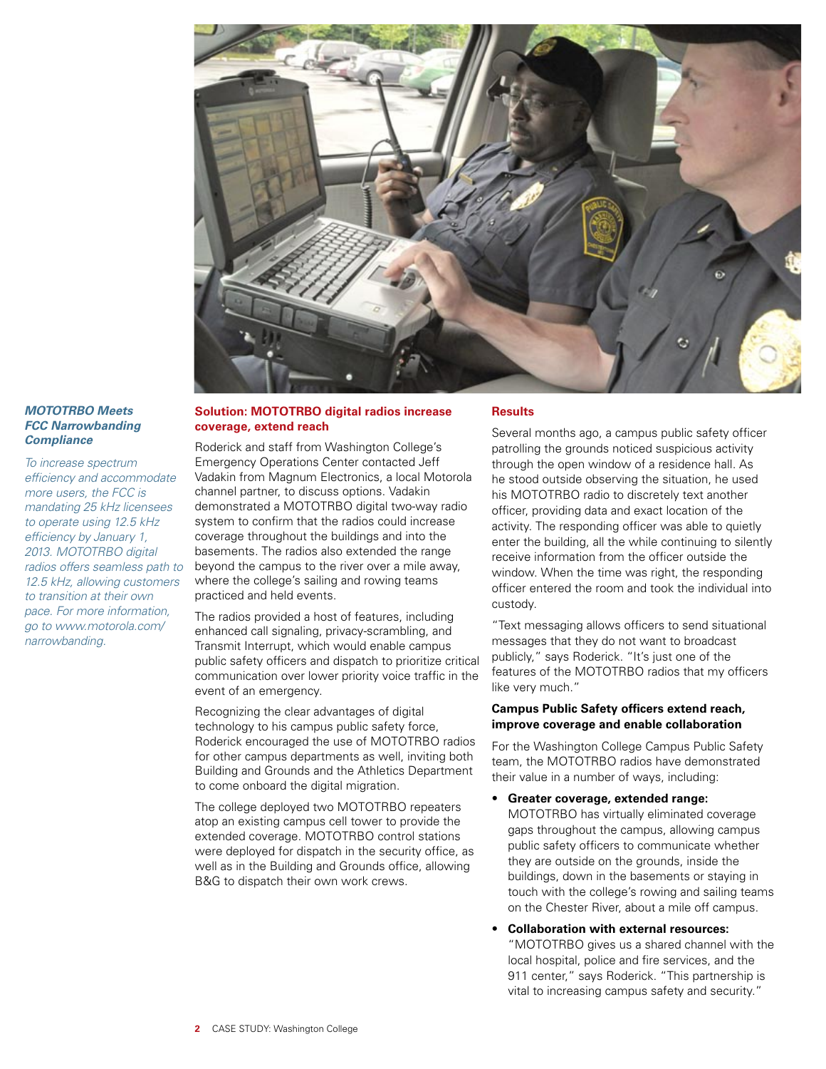### *MOTOTRBO Meets FCC Narrowbanding Compliance*

*To increase spectrum efficiency and accommodate more users, the FCC is mandating 25 kHz licensees to operate using 12.5 kHz efficiency by January 1, 2013. MOTOTRBO digital radios offers seamless path to 12.5 kHz, allowing customers to transition at their own pace. For more information, go to www.motorola.com/narrowbanding.*

## Solution: MOTOTRBO digital radios increase coverage, extend reach

Roderick and staff from Washington College's Emergency Operations Center contacted Jeff Vadakin from Magnum Electronics, a local Motorola channel partner, to discuss options. Vadakin demonstrated a MOTOTRBO digital two-way radio system to confirm that the radios could increase coverage throughout the buildings and into the basements. The radios also extended the range beyond the campus to the river over a mile away, where the college's sailing and rowing teams practiced and held events.

The radios provided a host of features, including enhanced call signaling, privacy-scrambling, and Transmit Interrupt, which would enable campus public safety officers and dispatch to prioritize critical communication over lower priority voice traffic in the event of an emergency.

Recognizing the clear advantages of digital technology to his campus public safety force, Roderick encouraged the use of MOTOTRBO radios for other campus departments as well, inviting both Building and Grounds and the Athletics Department to come onboard the digital migration.

The college deployed two MOTOTRBO repeaters atop an existing campus cell tower to provide the extended coverage. MOTOTRBO control stations were deployed for dispatch in the security office, as well as in the Building and Grounds office, allowing B&G to dispatch their own work crews.

## Results

Several months ago, a campus public safety officer patrolling the grounds noticed suspicious activity through the open window of a residence hall. As he stood outside observing the situation, he used his MOTOTRBO radio to discretely text another officer, providing data and exact location of the activity. The responding officer was able to quietly enter the building, all the while continuing to silently receive information from the officer outside the window. When the time was right, the responding officer entered the room and took the individual into custody.

"Text messaging allows officers to send situational messages that they do not want to broadcast publicly," says Roderick. "It's just one of the features of the MOTOTRBO radios that my officers like very much."

### Campus Public Safety officers extend reach, improve coverage and enable collaboration

For the Washington College Campus Public Safety team, the MOTOTRBO radios have demonstrated their value in a number of ways, including:

- **Greater coverage, extended range:** MOTOTRBO has virtually eliminated coverage gaps throughout the campus, allowing campus public safety officers to communicate whether they are outside on the grounds, inside the buildings, down in the basements or staying in touch with the college's rowing and sailing teams on the Chester River, about a mile off campus.
- **Collaboration with external resources:** "MOTOTRBO gives us a shared channel with the local hospital, police and fire services, and the 911 center," says Roderick. "This partnership is vital to increasing campus safety and security."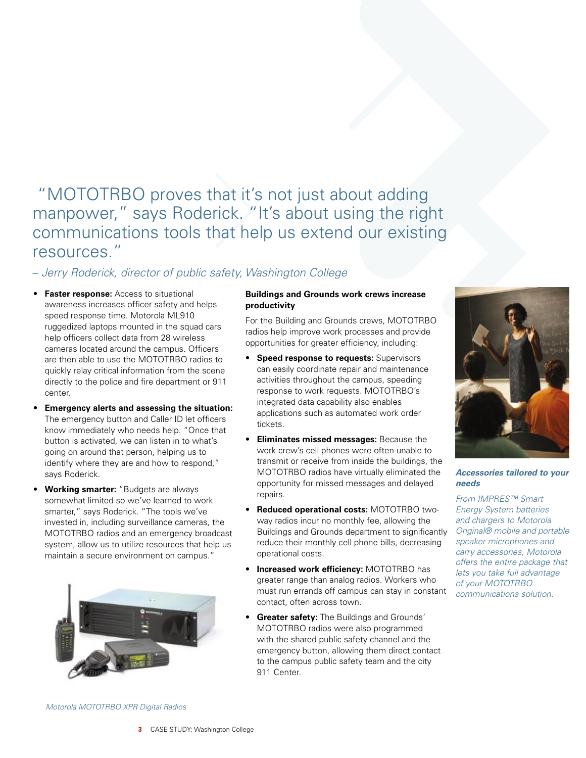"MOTOTRBO proves that it's not just about adding manpower," says Roderick. "It's about using the right communications tools that help us extend our existing resources."

*– Jerry Roderick, director of public safety, Washington College*

- **Faster response:** Access to situational awareness increases officer safety and helps speed response time. Motorola ML910 ruggedized laptops mounted in the squad cars help officers collect data from 28 wireless cameras located around the campus. Officers are then able to use the MOTOTRBO radios to quickly relay critical information from the scene directly to the police and fire department or 911 center.
- **Emergency alerts and assessing the situation:** The emergency button and Caller ID let officers know immediately who needs help. "Once that button is activated, we can listen in to what's going on around that person, helping us to identify where they are and how to respond," says Roderick.
- **Working smarter:** "Budgets are always somewhat limited so we've learned to work smarter," says Roderick. "The tools we've invested in, including surveillance cameras, the MOTOTRBO radios and an emergency broadcast system, allow us to utilize resources that help us maintain a secure environment on campus."

*Motorola MOTOTRBO XPR Digital Radios*

**Buildings and Grounds work crews increase productivity**

For the Building and Grounds crews, MOTOTRBO radios help improve work processes and provide opportunities for greater efficiency, including:

- **Speed response to requests:** Supervisors can easily coordinate repair and maintenance activities throughout the campus, speeding response to work requests. MOTOTRBO's integrated data capability also enables applications such as automated work order tickets.
- **Eliminates missed messages:** Because the work crew's cell phones were often unable to transmit or receive from inside the buildings, the MOTOTRBO radios have virtually eliminated the opportunity for missed messages and delayed repairs.
- **Reduced operational costs:** MOTOTRBO two-way radios incur no monthly fee, allowing the Buildings and Grounds department to significantly reduce their monthly cell phone bills, decreasing operational costs.
- **Increased work efficiency:** MOTOTRBO has greater range than analog radios. Workers who must run errands off campus can stay in constant contact, often across town.
- **Greater safety:** The Buildings and Grounds' MOTOTRBO radios were also programmed with the shared public safety channel and the emergency button, allowing them direct contact to the campus public safety team and the city 911 Center.

***Accessories tailored to your needs***

*From IMPRES™ Smart Energy System batteries and chargers to Motorola Original® mobile and portable speaker microphones and carry accessories, Motorola offers the entire package that lets you take full advantage of your MOTOTRBO communications solution.*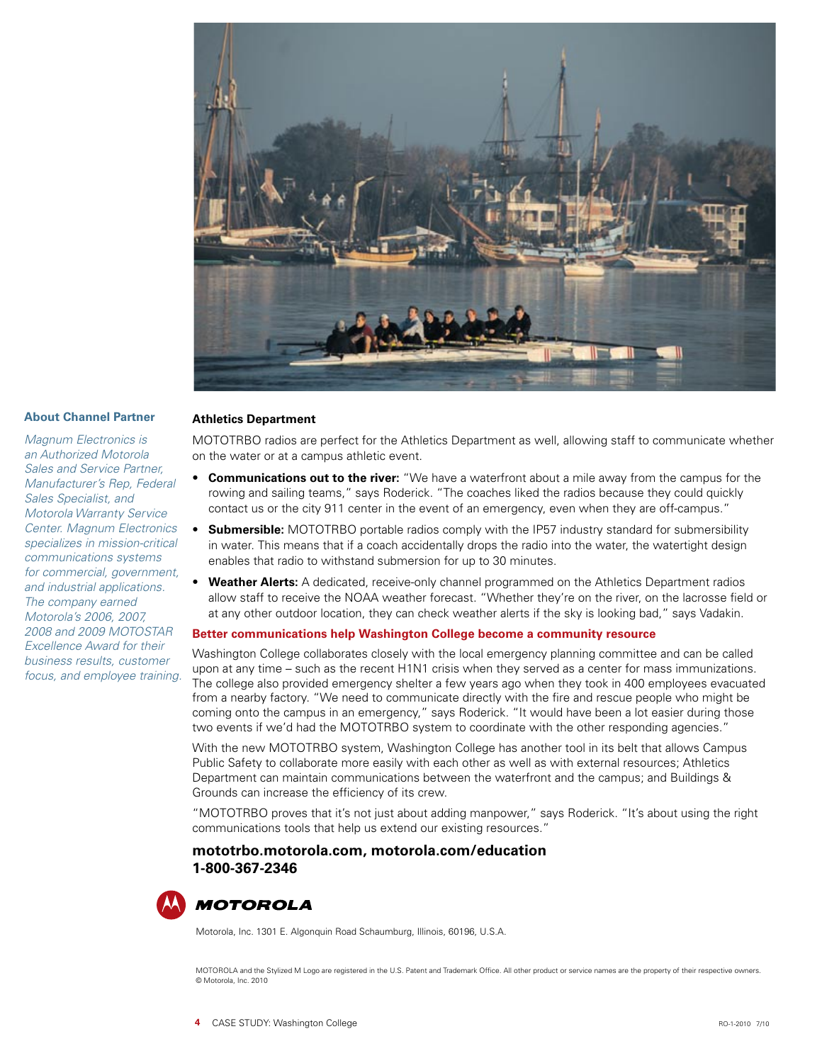### About Channel Partner

*Magnum Electronics is an Authorized Motorola Sales and Service Partner, Manufacturer's Rep, Federal Sales Specialist, and Motorola Warranty Service Center. Magnum Electronics specializes in mission-critical communications systems for commercial, government, and industrial applications. The company earned Motorola's 2006, 2007, 2008 and 2009 MOTOSTAR Excellence Award for their business results, customer focus, and employee training.*

### Athletics Department

MOTOTRBO radios are perfect for the Athletics Department as well, allowing staff to communicate whether on the water or at a campus athletic event.

- **Communications out to the river:** "We have a waterfront about a mile away from the campus for the rowing and sailing teams," says Roderick. "The coaches liked the radios because they could quickly contact us or the city 911 center in the event of an emergency, even when they are off-campus."
- **Submersible:** MOTOTRBO portable radios comply with the IP57 industry standard for submersibility in water. This means that if a coach accidentally drops the radio into the water, the watertight design enables that radio to withstand submersion for up to 30 minutes.
- **Weather Alerts:** A dedicated, receive-only channel programmed on the Athletics Department radios allow staff to receive the NOAA weather forecast. "Whether they're on the river, on the lacrosse field or at any other outdoor location, they can check weather alerts if the sky is looking bad," says Vadakin.

### Better communications help Washington College become a community resource

Washington College collaborates closely with the local emergency planning committee and can be called upon at any time – such as the recent H1N1 crisis when they served as a center for mass immunizations. The college also provided emergency shelter a few years ago when they took in 400 employees evacuated from a nearby factory. "We need to communicate directly with the fire and rescue people who might be coming onto the campus in an emergency," says Roderick. "It would have been a lot easier during those two events if we'd had the MOTOTRBO system to coordinate with the other responding agencies."

With the new MOTOTRBO system, Washington College has another tool in its belt that allows Campus Public Safety to collaborate more easily with each other as well as with external resources; Athletics Department can maintain communications between the waterfront and the campus; and Buildings & Grounds can increase the efficiency of its crew.

"MOTOTRBO proves that it's not just about adding manpower," says Roderick. "It's about using the right communications tools that help us extend our existing resources."

**mototrbo.motorola.com, motorola.com/education**
**1-800-367-2346**

**MOTOROLA**

Motorola, Inc. 1301 E. Algonquin Road Schaumburg, Illinois, 60196, U.S.A.

MOTOROLA and the Stylized M Logo are registered in the U.S. Patent and Trademark Office. All other product or service names are the property of their respective owners. © Motorola, Inc. 2010

RO-1-2010 7/10